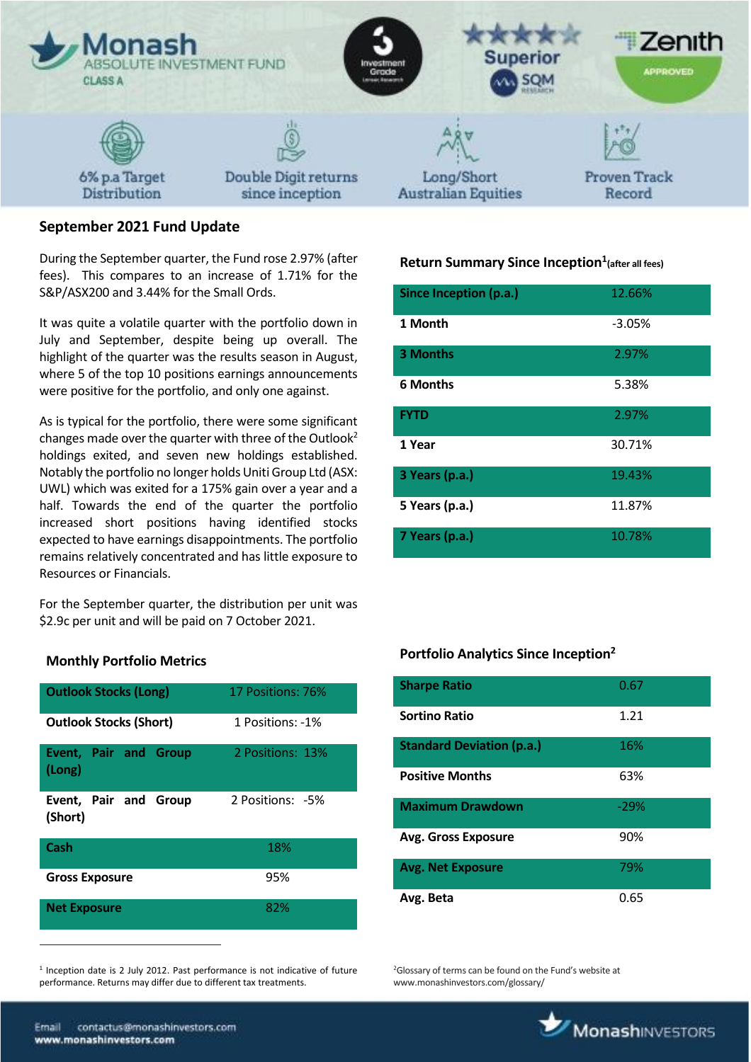# Monash ABSOLUTE INVESTMENT FUND

CLASS A

6% p.a Target Distribution | Double Digit returns since inception | Long/Short Australian Equities | Proven Track Record

## September 2021 Fund Update

During the September quarter, the Fund rose 2.97% (after fees). This compares to an increase of 1.71% for the S&P/ASX200 and 3.44% for the Small Ords.

It was quite a volatile quarter with the portfolio down in July and September, despite being up overall. The highlight of the quarter was the results season in August, where 5 of the top 10 positions earnings announcements were positive for the portfolio, and only one against.

As is typical for the portfolio, there were some significant changes made over the quarter with three of the Outlook[2] holdings exited, and seven new holdings established. Notably the portfolio no longer holds Uniti Group Ltd (ASX: UWL) which was exited for a 175% gain over a year and a half. Towards the end of the quarter the portfolio increased short positions having identified stocks expected to have earnings disappointments. The portfolio remains relatively concentrated and has little exposure to Resources or Financials.

For the September quarter, the distribution per unit was $2.9c per unit and will be paid on 7 October 2021.

### Return Summary Since Inception[1] (after all fees)

| | |
|---|---|
| Since Inception (p.a.) | 12.66% |
| 1 Month | -3.05% |
| 3 Months | 2.97% |
| 6 Months | 5.38% |
| FYTD | 2.97% |
| 1 Year | 30.71% |
| 3 Years (p.a.) | 19.43% |
| 5 Years (p.a.) | 11.87% |
| 7 Years (p.a.) | 10.78% |

### Monthly Portfolio Metrics

| | |
|---|---|
| Outlook Stocks (Long) | 17 Positions: 76% |
| Outlook Stocks (Short) | 1 Positions: -1% |
| Event, Pair and Group (Long) | 2 Positions: 13% |
| Event, Pair and Group (Short) | 2 Positions: -5% |
| Cash | 18% |
| Gross Exposure | 95% |
| Net Exposure | 82% |

### Portfolio Analytics Since Inception[2]

| | |
|---|---|
| Sharpe Ratio | 0.67 |
| Sortino Ratio | 1.21 |
| Standard Deviation (p.a.) | 16% |
| Positive Months | 63% |
| Maximum Drawdown | -29% |
| Avg. Gross Exposure | 90% |
| Avg. Net Exposure | 79% |
| Avg. Beta | 0.65 |

[1] Inception date is 2 July 2012. Past performance is not indicative of future performance. Returns may differ due to different tax treatments.

[2] Glossary of terms can be found on the Fund's website at www.monashinvestors.com/glossary/

Email contactus@monashinvestors.com
www.monashinvestors.com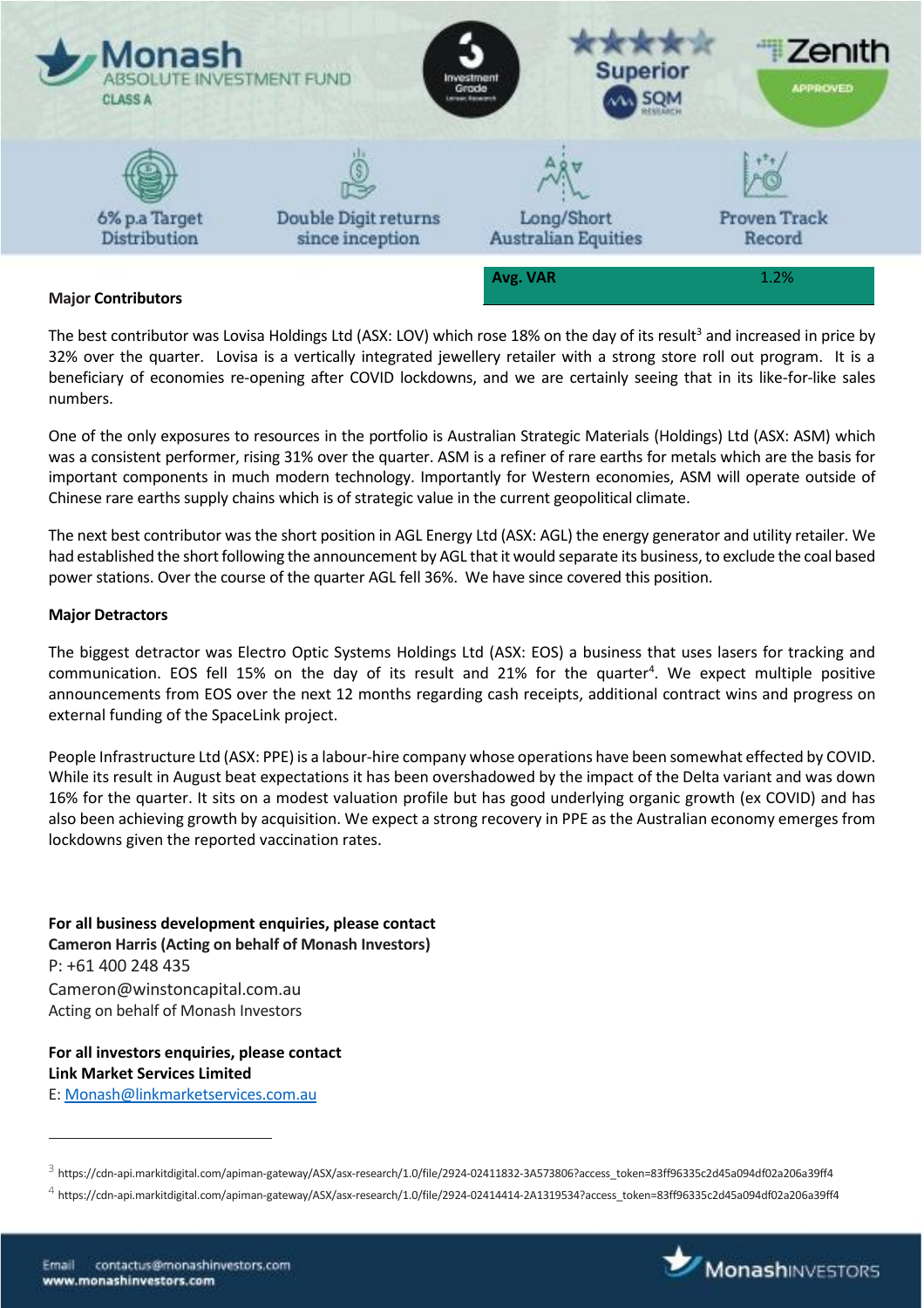| Avg. VAR | 1.2% |
|---|---|

**Major Contributors**

The best contributor was Lovisa Holdings Ltd (ASX: LOV) which rose 18% on the day of its result[3] and increased in price by 32% over the quarter. Lovisa is a vertically integrated jewellery retailer with a strong store roll out program. It is a beneficiary of economies re-opening after COVID lockdowns, and we are certainly seeing that in its like-for-like sales numbers.

One of the only exposures to resources in the portfolio is Australian Strategic Materials (Holdings) Ltd (ASX: ASM) which was a consistent performer, rising 31% over the quarter. ASM is a refiner of rare earths for metals which are the basis for important components in much modern technology. Importantly for Western economies, ASM will operate outside of Chinese rare earths supply chains which is of strategic value in the current geopolitical climate.

The next best contributor was the short position in AGL Energy Ltd (ASX: AGL) the energy generator and utility retailer. We had established the short following the announcement by AGL that it would separate its business, to exclude the coal based power stations. Over the course of the quarter AGL fell 36%. We have since covered this position.

**Major Detractors**

The biggest detractor was Electro Optic Systems Holdings Ltd (ASX: EOS) a business that uses lasers for tracking and communication. EOS fell 15% on the day of its result and 21% for the quarter[4]. We expect multiple positive announcements from EOS over the next 12 months regarding cash receipts, additional contract wins and progress on external funding of the SpaceLink project.

People Infrastructure Ltd (ASX: PPE) is a labour-hire company whose operations have been somewhat effected by COVID. While its result in August beat expectations it has been overshadowed by the impact of the Delta variant and was down 16% for the quarter. It sits on a modest valuation profile but has good underlying organic growth (ex COVID) and has also been achieving growth by acquisition. We expect a strong recovery in PPE as the Australian economy emerges from lockdowns given the reported vaccination rates.

**For all business development enquiries, please contact**
**Cameron Harris (Acting on behalf of Monash Investors)**
P: +61 400 248 435
Cameron@winstoncapital.com.au
Acting on behalf of Monash Investors

**For all investors enquiries, please contact**
**Link Market Services Limited**
E: Monash@linkmarketservices.com.au

---

[3] https://cdn-api.markitdigital.com/apiman-gateway/ASX/asx-research/1.0/file/2924-02411832-3A573806?access_token=83ff96335c2d45a094df02a206a39ff4

[4] https://cdn-api.markitdigital.com/apiman-gateway/ASX/asx-research/1.0/file/2924-02414414-2A1319534?access_token=83ff96335c2d45a094df02a206a39ff4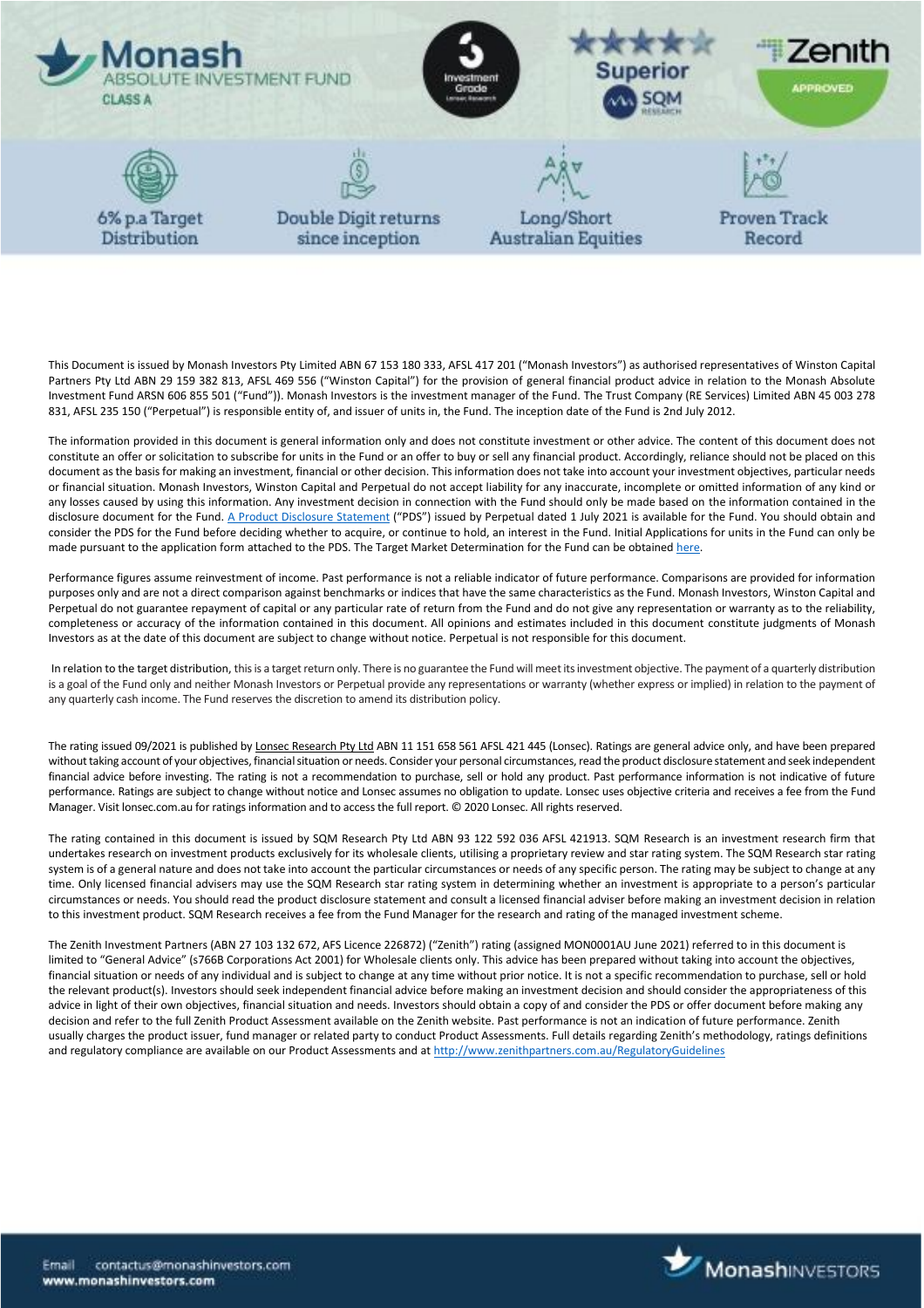Monash ABSOLUTE INVESTMENT FUND CLASS A

Investment Grade

Superior SQM

Zenith APPROVED

6% p.a Target Distribution

Double Digit returns since inception

Long/Short Australian Equities

Proven Track Record

This Document is issued by Monash Investors Pty Limited ABN 67 153 180 333, AFSL 417 201 ("Monash Investors") as authorised representatives of Winston Capital Partners Pty Ltd ABN 29 159 382 813, AFSL 469 556 ("Winston Capital") for the provision of general financial product advice in relation to the Monash Absolute Investment Fund ARSN 606 855 501 ("Fund")). Monash Investors is the investment manager of the Fund. The Trust Company (RE Services) Limited ABN 45 003 278 831, AFSL 235 150 ("Perpetual") is responsible entity of, and issuer of units in, the Fund. The inception date of the Fund is 2nd July 2012.

The information provided in this document is general information only and does not constitute investment or other advice. The content of this document does not constitute an offer or solicitation to subscribe for units in the Fund or an offer to buy or sell any financial product. Accordingly, reliance should not be placed on this document as the basis for making an investment, financial or other decision. This information does not take into account your investment objectives, particular needs or financial situation. Monash Investors, Winston Capital and Perpetual do not accept liability for any inaccurate, incomplete or omitted information of any kind or any losses caused by using this information. Any investment decision in connection with the Fund should only be made based on the information contained in the disclosure document for the Fund. A Product Disclosure Statement ("PDS") issued by Perpetual dated 1 July 2021 is available for the Fund. You should obtain and consider the PDS for the Fund before deciding whether to acquire, or continue to hold, an interest in the Fund. Initial Applications for units in the Fund can only be made pursuant to the application form attached to the PDS. The Target Market Determination for the Fund can be obtained here.

Performance figures assume reinvestment of income. Past performance is not a reliable indicator of future performance. Comparisons are provided for information purposes only and are not a direct comparison against benchmarks or indices that have the same characteristics as the Fund. Monash Investors, Winston Capital and Perpetual do not guarantee repayment of capital or any particular rate of return from the Fund and do not give any representation or warranty as to the reliability, completeness or accuracy of the information contained in this document. All opinions and estimates included in this document constitute judgments of Monash Investors as at the date of this document are subject to change without notice. Perpetual is not responsible for this document.

In relation to the target distribution, this is a target return only. There is no guarantee the Fund will meet its investment objective. The payment of a quarterly distribution is a goal of the Fund only and neither Monash Investors or Perpetual provide any representations or warranty (whether express or implied) in relation to the payment of any quarterly cash income. The Fund reserves the discretion to amend its distribution policy.

The rating issued 09/2021 is published by Lonsec Research Pty Ltd ABN 11 151 658 561 AFSL 421 445 (Lonsec). Ratings are general advice only, and have been prepared without taking account of your objectives, financial situation or needs. Consider your personal circumstances, read the product disclosure statement and seek independent financial advice before investing. The rating is not a recommendation to purchase, sell or hold any product. Past performance information is not indicative of future performance. Ratings are subject to change without notice and Lonsec assumes no obligation to update. Lonsec uses objective criteria and receives a fee from the Fund Manager. Visit lonsec.com.au for ratings information and to access the full report. © 2020 Lonsec. All rights reserved.

The rating contained in this document is issued by SQM Research Pty Ltd ABN 93 122 592 036 AFSL 421913. SQM Research is an investment research firm that undertakes research on investment products exclusively for its wholesale clients, utilising a proprietary review and star rating system. The SQM Research star rating system is of a general nature and does not take into account the particular circumstances or needs of any specific person. The rating may be subject to change at any time. Only licensed financial advisers may use the SQM Research star rating system in determining whether an investment is appropriate to a person's particular circumstances or needs. You should read the product disclosure statement and consult a licensed financial adviser before making an investment decision in relation to this investment product. SQM Research receives a fee from the Fund Manager for the research and rating of the managed investment scheme.

The Zenith Investment Partners (ABN 27 103 132 672, AFS Licence 226872) ("Zenith") rating (assigned MON0001AU June 2021) referred to in this document is limited to "General Advice" (s766B Corporations Act 2001) for Wholesale clients only. This advice has been prepared without taking into account the objectives, financial situation or needs of any individual and is subject to change at any time without prior notice. It is not a specific recommendation to purchase, sell or hold the relevant product(s). Investors should seek independent financial advice before making an investment decision and should consider the appropriateness of this advice in light of their own objectives, financial situation and needs. Investors should obtain a copy of and consider the PDS or offer document before making any decision and refer to the full Zenith Product Assessment available on the Zenith website. Past performance is not an indication of future performance. Zenith usually charges the product issuer, fund manager or related party to conduct Product Assessments. Full details regarding Zenith's methodology, ratings definitions and regulatory compliance are available on our Product Assessments and at http://www.zenithpartners.com.au/RegulatoryGuidelines

Email contactus@monashinvestors.com
www.monashinvestors.com

MonashINVESTORS